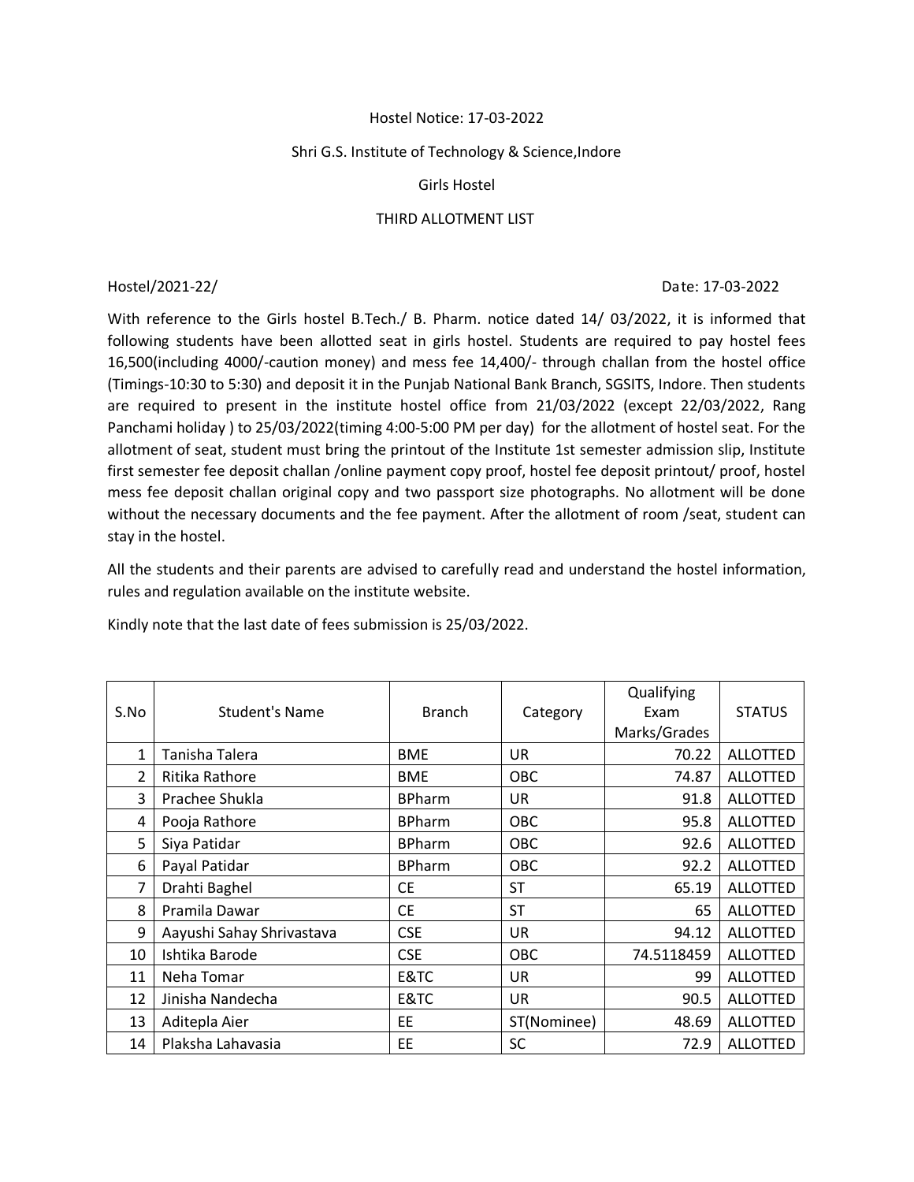Hostel Notice: 17-03-2022

Shri G.S. Institute of Technology & Science,Indore

Girls Hostel

THIRD ALLOTMENT LIST

Hostel/2021-22/ Date: 17-03-2022

With reference to the Girls hostel B.Tech./ B. Pharm. notice dated 14/ 03/2022, it is informed that following students have been allotted seat in girls hostel. Students are required to pay hostel fees 16,500(including 4000/-caution money) and mess fee 14,400/- through challan from the hostel office (Timings-10:30 to 5:30) and deposit it in the Punjab National Bank Branch, SGSITS, Indore. Then students are required to present in the institute hostel office from 21/03/2022 (except 22/03/2022, Rang Panchami holiday ) to 25/03/2022(timing 4:00-5:00 PM per day) for the allotment of hostel seat. For the allotment of seat, student must bring the printout of the Institute 1st semester admission slip, Institute first semester fee deposit challan /online payment copy proof, hostel fee deposit printout/ proof, hostel mess fee deposit challan original copy and two passport size photographs. No allotment will be done without the necessary documents and the fee payment. After the allotment of room /seat, student can stay in the hostel.

All the students and their parents are advised to carefully read and understand the hostel information, rules and regulation available on the institute website.

Kindly note that the last date of fees submission is 25/03/2022.

| S.No | Student's Name | Branch | Category | Qualifying Exam Marks/Grades | STATUS |
|---|---|---|---|---|---|
| 1 | Tanisha Talera | BME | UR | 70.22 | ALLOTTED |
| 2 | Ritika Rathore | BME | OBC | 74.87 | ALLOTTED |
| 3 | Prachee Shukla | BPharm | UR | 91.8 | ALLOTTED |
| 4 | Pooja Rathore | BPharm | OBC | 95.8 | ALLOTTED |
| 5 | Siya Patidar | BPharm | OBC | 92.6 | ALLOTTED |
| 6 | Payal Patidar | BPharm | OBC | 92.2 | ALLOTTED |
| 7 | Drahti Baghel | CE | ST | 65.19 | ALLOTTED |
| 8 | Pramila Dawar | CE | ST | 65 | ALLOTTED |
| 9 | Aayushi Sahay Shrivastava | CSE | UR | 94.12 | ALLOTTED |
| 10 | Ishtika Barode | CSE | OBC | 74.5118459 | ALLOTTED |
| 11 | Neha Tomar | E&TC | UR | 99 | ALLOTTED |
| 12 | Jinisha Nandecha | E&TC | UR | 90.5 | ALLOTTED |
| 13 | Aditepla Aier | EE | ST(Nominee) | 48.69 | ALLOTTED |
| 14 | Plaksha Lahavasia | EE | SC | 72.9 | ALLOTTED |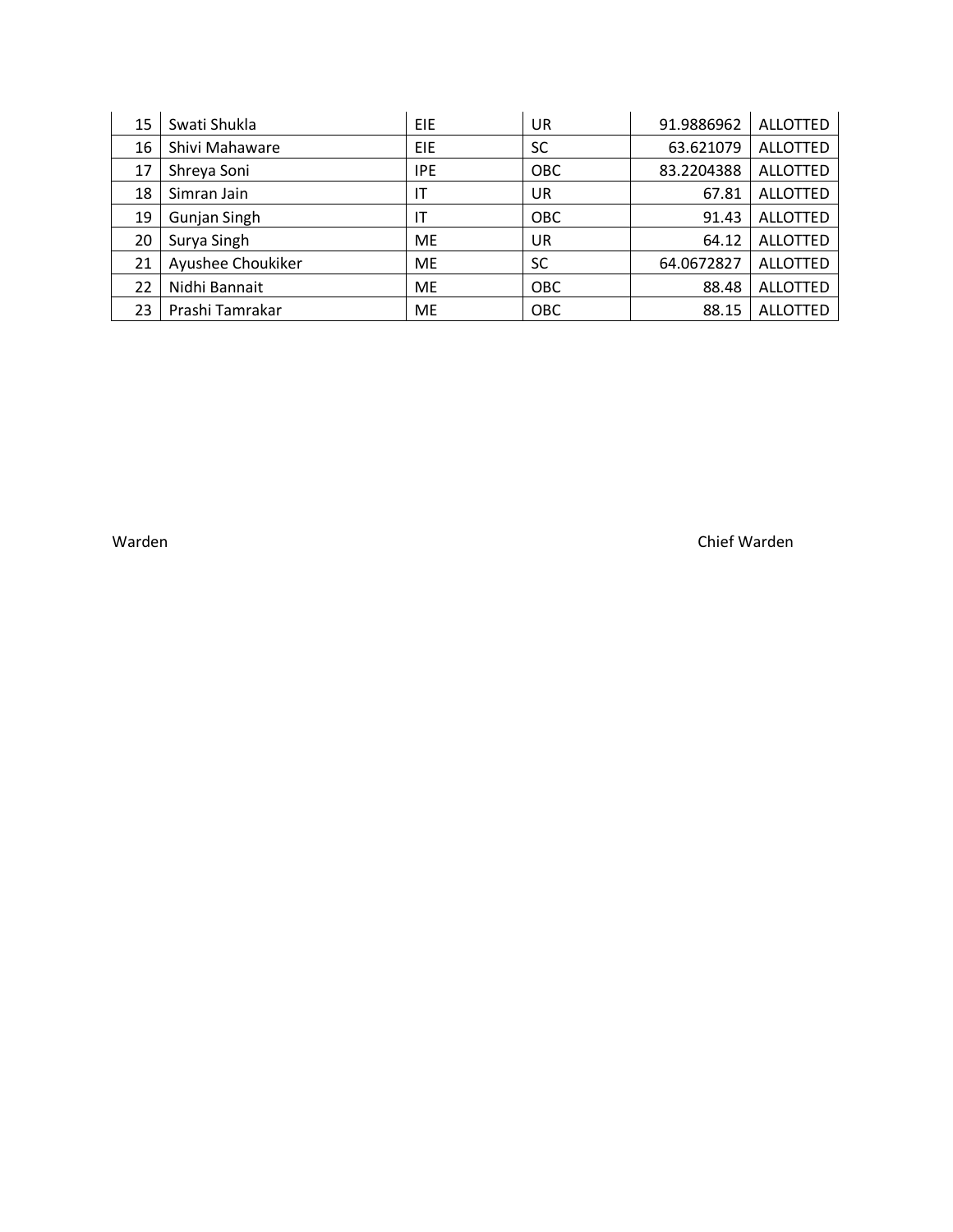| | | | | | |
|---|---|---|---|---|---|
| 15 | Swati Shukla | EIE | UR | 91.9886962 | ALLOTTED |
| 16 | Shivi Mahaware | EIE | SC | 63.621079 | ALLOTTED |
| 17 | Shreya Soni | IPE | OBC | 83.2204388 | ALLOTTED |
| 18 | Simran Jain | IT | UR | 67.81 | ALLOTTED |
| 19 | Gunjan Singh | IT | OBC | 91.43 | ALLOTTED |
| 20 | Surya Singh | ME | UR | 64.12 | ALLOTTED |
| 21 | Ayushee Choukiker | ME | SC | 64.0672827 | ALLOTTED |
| 22 | Nidhi Bannait | ME | OBC | 88.48 | ALLOTTED |
| 23 | Prashi Tamrakar | ME | OBC | 88.15 | ALLOTTED |

Warden

Chief Warden